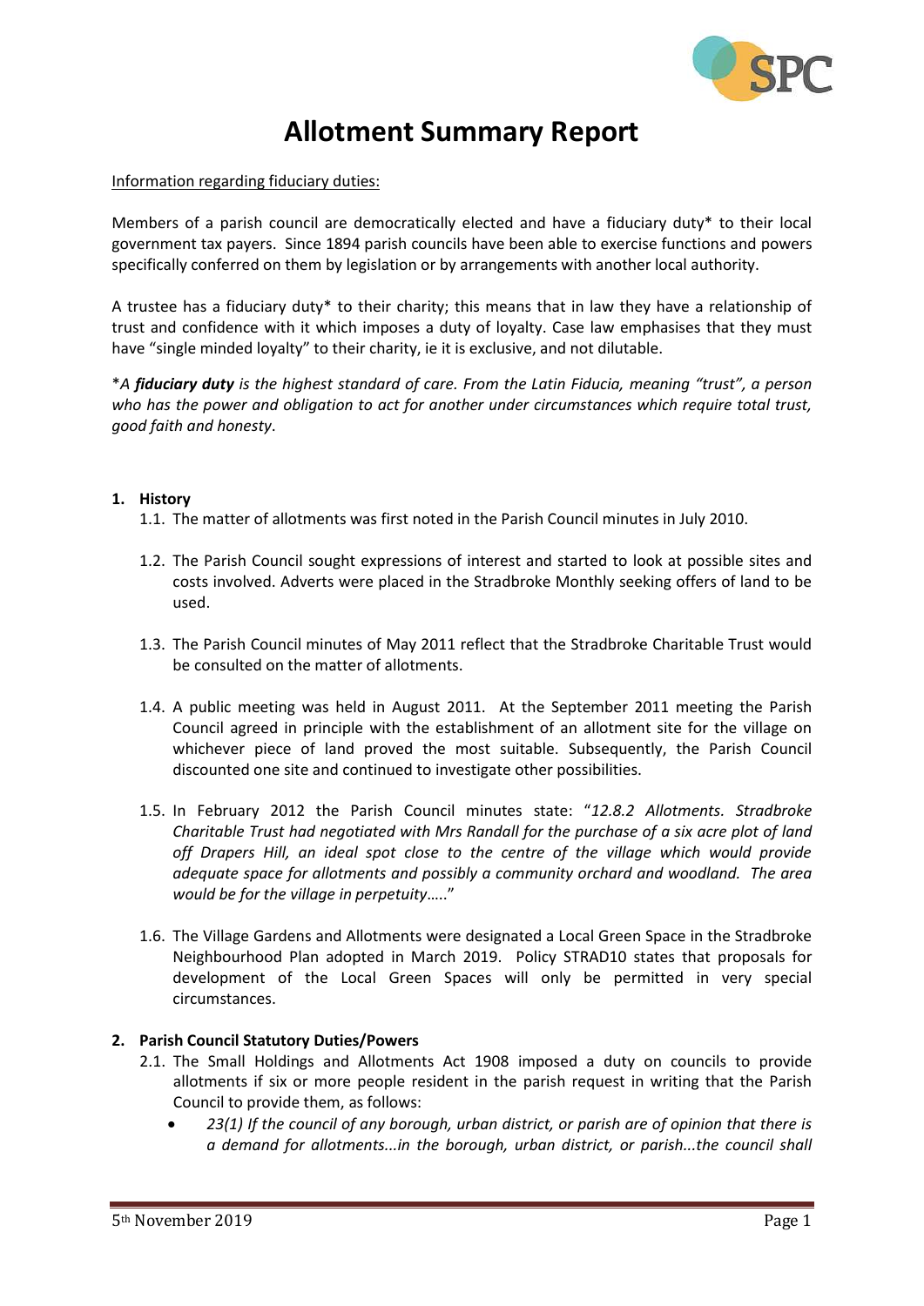# Allotment Summary Report

Information regarding fiduciary duties:

Members of a parish council are democratically elected and have a fiduciary duty* to their local government tax payers. Since 1894 parish councils have been able to exercise functions and powers specifically conferred on them by legislation or by arrangements with another local authority.

A trustee has a fiduciary duty* to their charity; this means that in law they have a relationship of trust and confidence with it which imposes a duty of loyalty. Case law emphasises that they must have "single minded loyalty" to their charity, ie it is exclusive, and not dilutable.

**A* ***fiduciary duty*** *is the highest standard of care. From the Latin Fiducia, meaning "trust", a person who has the power and obligation to act for another under circumstances which require total trust, good faith and honesty.*

## 1. History

1.1. The matter of allotments was first noted in the Parish Council minutes in July 2010.

1.2. The Parish Council sought expressions of interest and started to look at possible sites and costs involved. Adverts were placed in the Stradbroke Monthly seeking offers of land to be used.

1.3. The Parish Council minutes of May 2011 reflect that the Stradbroke Charitable Trust would be consulted on the matter of allotments.

1.4. A public meeting was held in August 2011. At the September 2011 meeting the Parish Council agreed in principle with the establishment of an allotment site for the village on whichever piece of land proved the most suitable. Subsequently, the Parish Council discounted one site and continued to investigate other possibilities.

1.5. In February 2012 the Parish Council minutes state: "*12.8.2 Allotments. Stradbroke Charitable Trust had negotiated with Mrs Randall for the purchase of a six acre plot of land off Drapers Hill, an ideal spot close to the centre of the village which would provide adequate space for allotments and possibly a community orchard and woodland. The area would be for the village in perpetuity*….."

1.6. The Village Gardens and Allotments were designated a Local Green Space in the Stradbroke Neighbourhood Plan adopted in March 2019. Policy STRAD10 states that proposals for development of the Local Green Spaces will only be permitted in very special circumstances.

## 2. Parish Council Statutory Duties/Powers

2.1. The Small Holdings and Allotments Act 1908 imposed a duty on councils to provide allotments if six or more people resident in the parish request in writing that the Parish Council to provide them, as follows:

- *23(1) If the council of any borough, urban district, or parish are of opinion that there is a demand for allotments...in the borough, urban district, or parish...the council shall*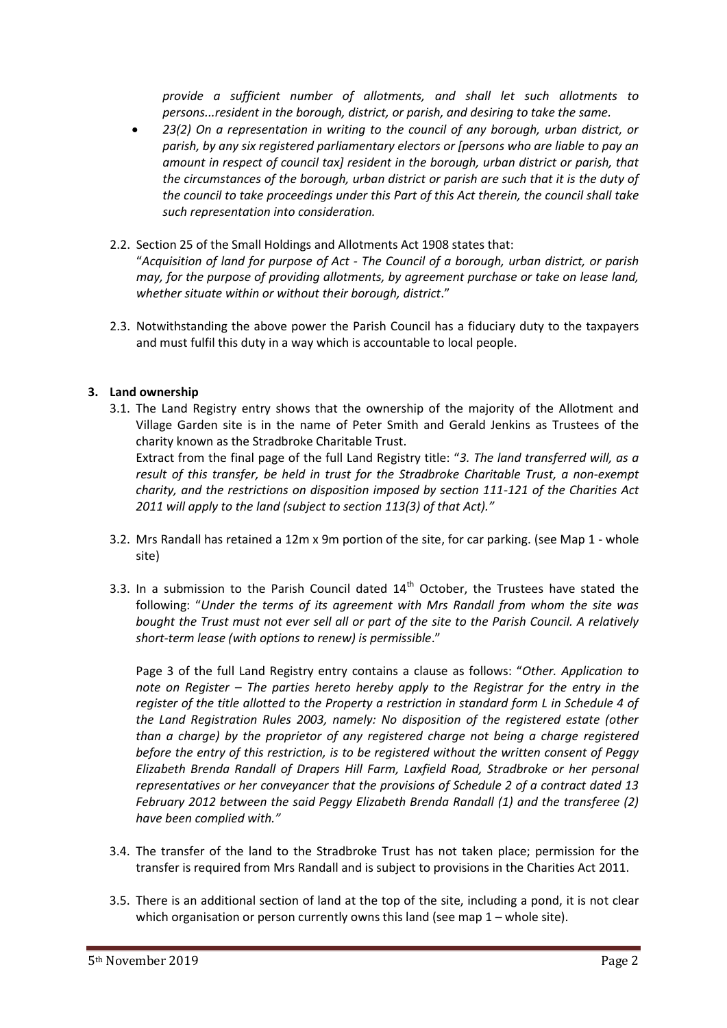*provide a sufficient number of allotments, and shall let such allotments to persons...resident in the borough, district, or parish, and desiring to take the same.*

- *23(2) On a representation in writing to the council of any borough, urban district, or parish, by any six registered parliamentary electors or [persons who are liable to pay an amount in respect of council tax] resident in the borough, urban district or parish, that the circumstances of the borough, urban district or parish are such that it is the duty of the council to take proceedings under this Part of this Act therein, the council shall take such representation into consideration.*

2.2. Section 25 of the Small Holdings and Allotments Act 1908 states that:
"*Acquisition of land for purpose of Act - The Council of a borough, urban district, or parish may, for the purpose of providing allotments, by agreement purchase or take on lease land, whether situate within or without their borough, district*."

2.3. Notwithstanding the above power the Parish Council has a fiduciary duty to the taxpayers and must fulfil this duty in a way which is accountable to local people.

## 3. Land ownership

3.1. The Land Registry entry shows that the ownership of the majority of the Allotment and Village Garden site is in the name of Peter Smith and Gerald Jenkins as Trustees of the charity known as the Stradbroke Charitable Trust.
Extract from the final page of the full Land Registry title: "*3. The land transferred will, as a result of this transfer, be held in trust for the Stradbroke Charitable Trust, a non-exempt charity, and the restrictions on disposition imposed by section 111-121 of the Charities Act 2011 will apply to the land (subject to section 113(3) of that Act).*"

3.2. Mrs Randall has retained a 12m x 9m portion of the site, for car parking. (see Map 1 - whole site)

3.3. In a submission to the Parish Council dated 14th October, the Trustees have stated the following: "*Under the terms of its agreement with Mrs Randall from whom the site was bought the Trust must not ever sell all or part of the site to the Parish Council. A relatively short-term lease (with options to renew) is permissible*."

Page 3 of the full Land Registry entry contains a clause as follows: "*Other. Application to note on Register – The parties hereto hereby apply to the Registrar for the entry in the register of the title allotted to the Property a restriction in standard form L in Schedule 4 of the Land Registration Rules 2003, namely: No disposition of the registered estate (other than a charge) by the proprietor of any registered charge not being a charge registered before the entry of this restriction, is to be registered without the written consent of Peggy Elizabeth Brenda Randall of Drapers Hill Farm, Laxfield Road, Stradbroke or her personal representatives or her conveyancer that the provisions of Schedule 2 of a contract dated 13 February 2012 between the said Peggy Elizabeth Brenda Randall (1) and the transferee (2) have been complied with.*"

3.4. The transfer of the land to the Stradbroke Trust has not taken place; permission for the transfer is required from Mrs Randall and is subject to provisions in the Charities Act 2011.

3.5. There is an additional section of land at the top of the site, including a pond, it is not clear which organisation or person currently owns this land (see map 1 – whole site).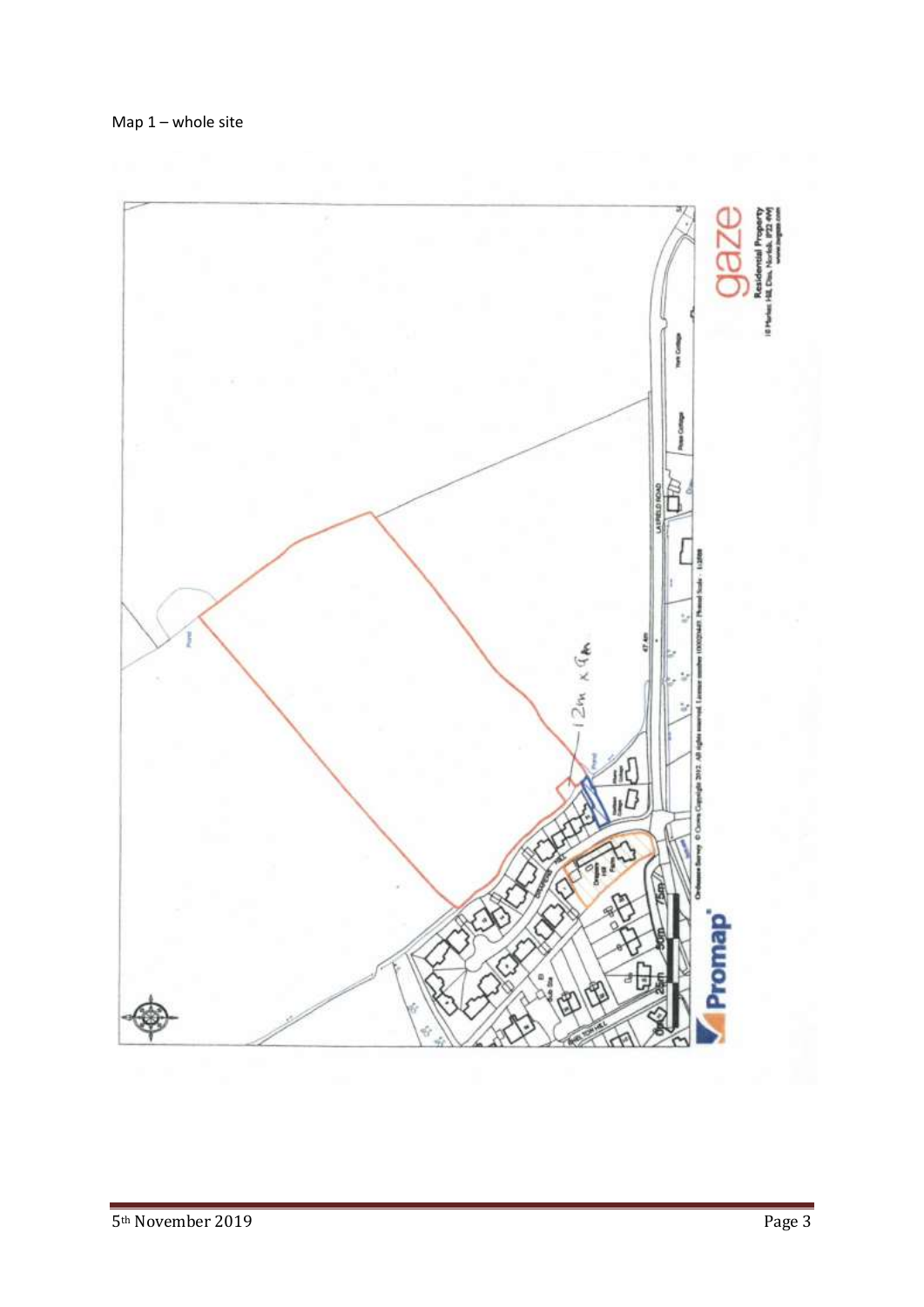Map 1 – whole site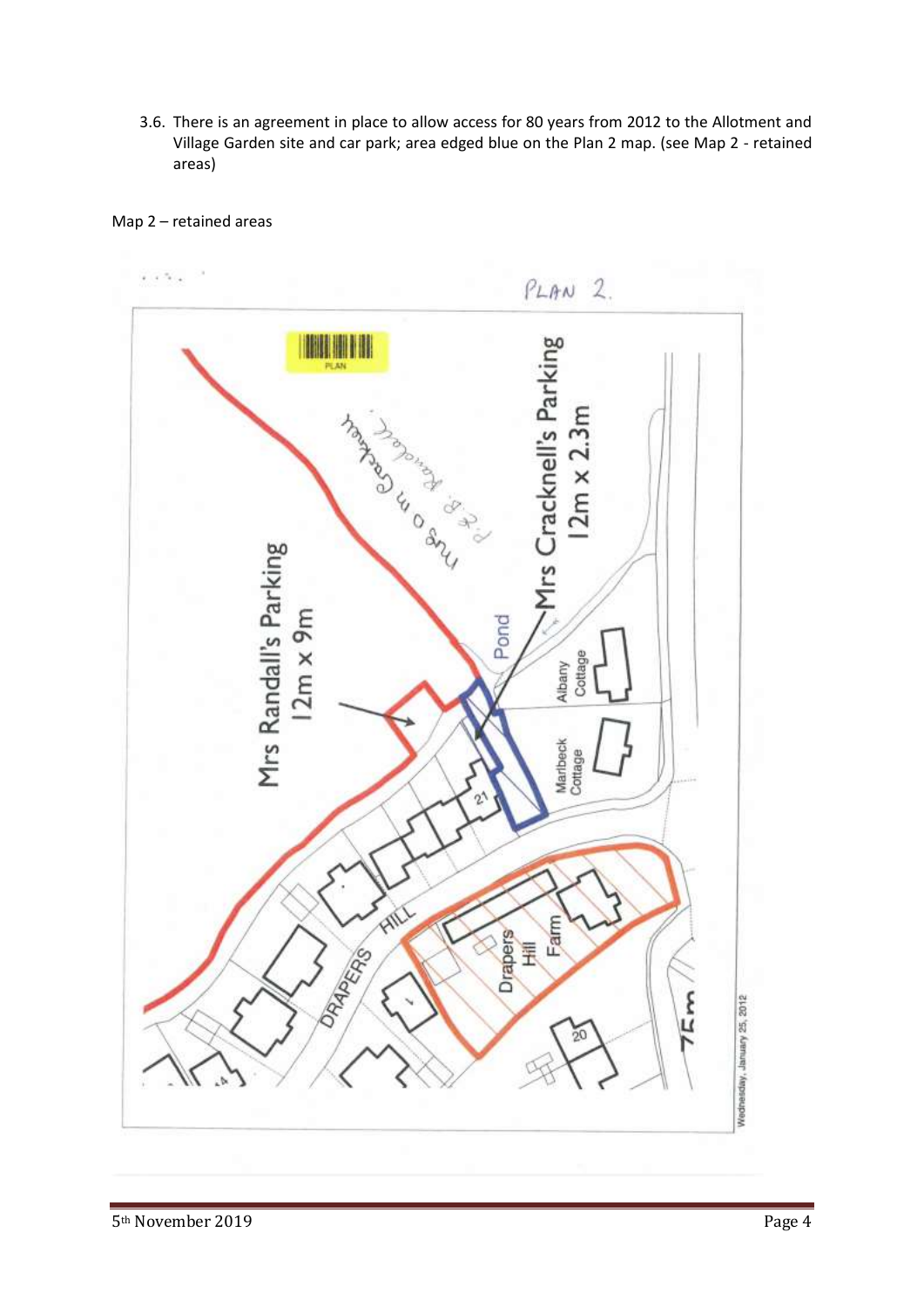3.6. There is an agreement in place to allow access for 80 years from 2012 to the Allotment and Village Garden site and car park; area edged blue on the Plan 2 map. (see Map 2 - retained areas)

Map 2 – retained areas

PLAN 2.

Mrs Randall's Parking
12m x 9m

Mrs Cracknell's Parking
12m x 2.3m

Pond

Albany Cottage

Marlbeck Cottage

DRAPERS HILL

Drapers Hill Farm

21

20

Wednesday, January 25, 2012